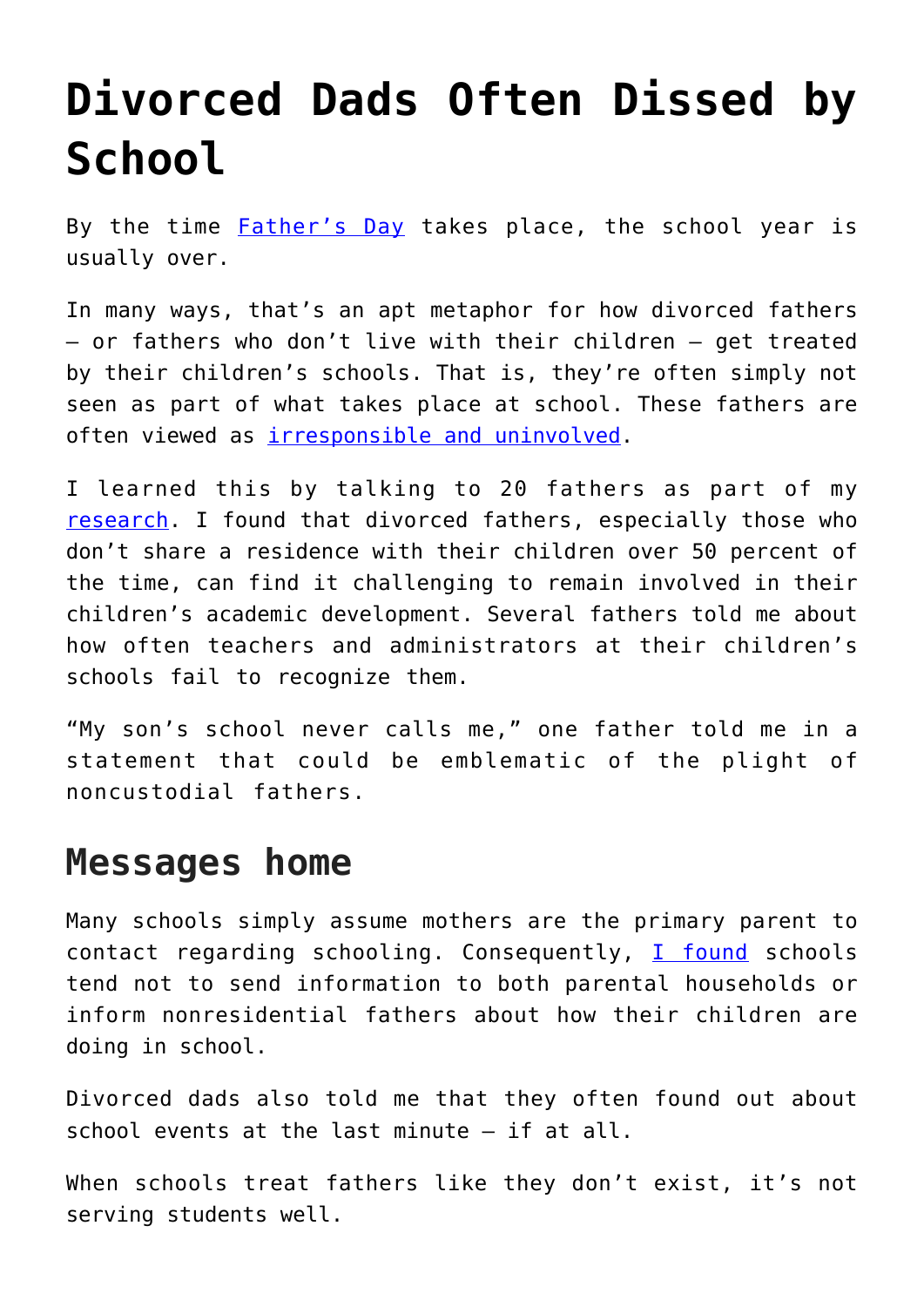# Divorced Dads Often Dissed by School

By the time [Father's Day](https://www.timeanddate.com/holidays/us/father-day) takes place, the school year is usually over.

In many ways, that's an apt metaphor for how divorced fathers – or fathers who don't live with their children – get treated by their children's schools. That is, they're often simply not seen as part of what takes place at school. These fathers are often viewed as irresponsible and uninvolved.

I learned this by talking to 20 fathers as part of my research. I found that divorced fathers, especially those who don't share a residence with their children over 50 percent of the time, can find it challenging to remain involved in their children's academic development. Several fathers told me about how often teachers and administrators at their children's schools fail to recognize them.

"My son's school never calls me," one father told me in a statement that could be emblematic of the plight of noncustodial fathers.

## Messages home

Many schools simply assume mothers are the primary parent to contact regarding schooling. Consequently, I found schools tend not to send information to both parental households or inform nonresidential fathers about how their children are doing in school.

Divorced dads also told me that they often found out about school events at the last minute – if at all.

When schools treat fathers like they don't exist, it's not serving students well.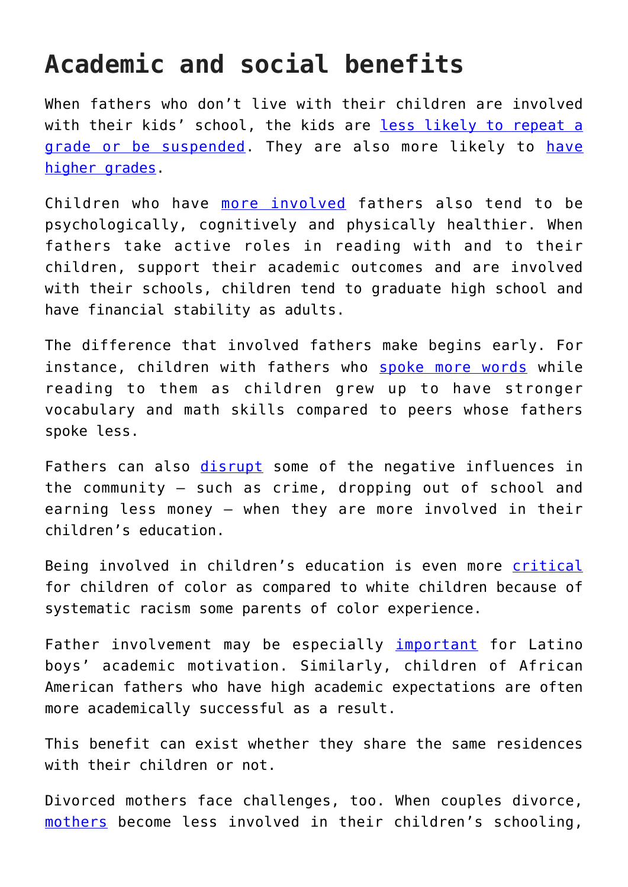## Academic and social benefits

When fathers who don't live with their children are involved with their kids' school, the kids are less likely to repeat a grade or be suspended. They are also more likely to have higher grades.

Children who have more involved fathers also tend to be psychologically, cognitively and physically healthier. When fathers take active roles in reading with and to their children, support their academic outcomes and are involved with their schools, children tend to graduate high school and have financial stability as adults.

The difference that involved fathers make begins early. For instance, children with fathers who spoke more words while reading to them as children grew up to have stronger vocabulary and math skills compared to peers whose fathers spoke less.

Fathers can also disrupt some of the negative influences in the community – such as crime, dropping out of school and earning less money – when they are more involved in their children's education.

Being involved in children's education is even more critical for children of color as compared to white children because of systematic racism some parents of color experience.

Father involvement may be especially important for Latino boys' academic motivation. Similarly, children of African American fathers who have high academic expectations are often more academically successful as a result.

This benefit can exist whether they share the same residences with their children or not.

Divorced mothers face challenges, too. When couples divorce, mothers become less involved in their children's schooling,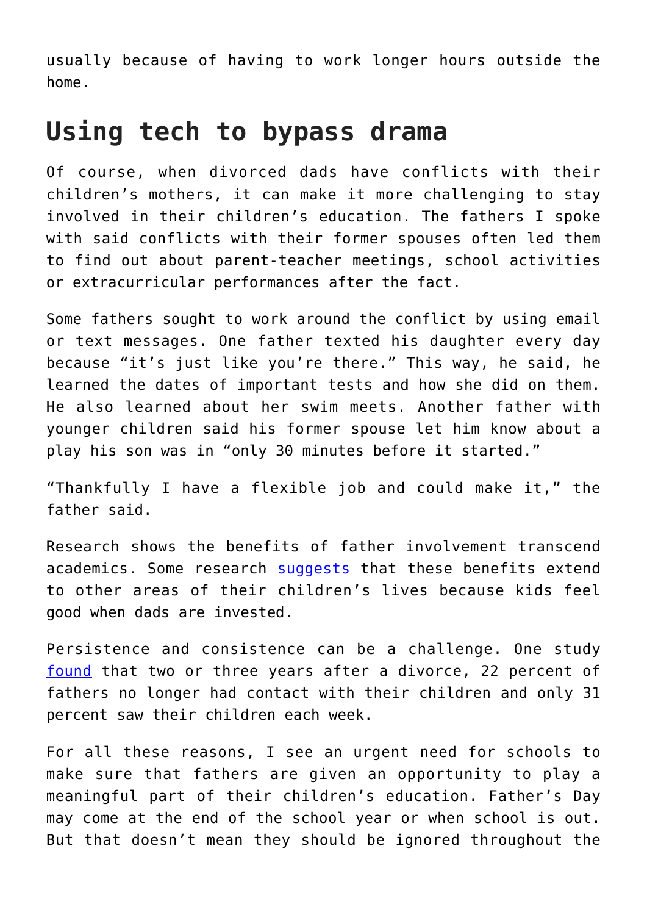usually because of having to work longer hours outside the home.

## Using tech to bypass drama

Of course, when divorced dads have conflicts with their children's mothers, it can make it more challenging to stay involved in their children's education. The fathers I spoke with said conflicts with their former spouses often led them to find out about parent-teacher meetings, school activities or extracurricular performances after the fact.

Some fathers sought to work around the conflict by using email or text messages. One father texted his daughter every day because "it's just like you're there." This way, he said, he learned the dates of important tests and how she did on them. He also learned about her swim meets. Another father with younger children said his former spouse let him know about a play his son was in "only 30 minutes before it started."

"Thankfully I have a flexible job and could make it," the father said.

Research shows the benefits of father involvement transcend academics. Some research suggests that these benefits extend to other areas of their children's lives because kids feel good when dads are invested.

Persistence and consistence can be a challenge. One study found that two or three years after a divorce, 22 percent of fathers no longer had contact with their children and only 31 percent saw their children each week.

For all these reasons, I see an urgent need for schools to make sure that fathers are given an opportunity to play a meaningful part of their children's education. Father's Day may come at the end of the school year or when school is out. But that doesn't mean they should be ignored throughout the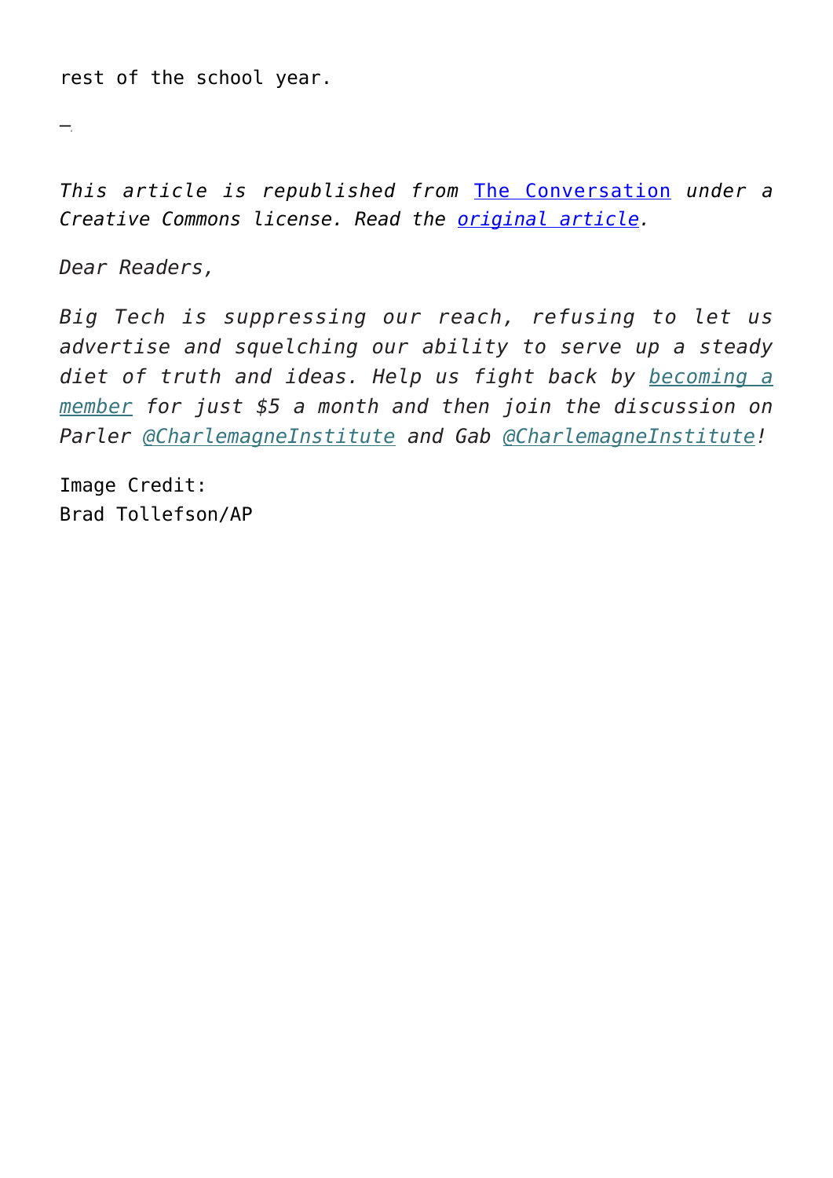rest of the school year.

—

*This article is republished from [The Conversation](https://theconversation.com) under a Creative Commons license. Read the [original article](https://theconversation.com).*

*Dear Readers,*

*Big Tech is suppressing our reach, refusing to let us advertise and squelching our ability to serve up a steady diet of truth and ideas. Help us fight back by becoming a member for just $5 a month and then join the discussion on Parler @CharlemagneInstitute and Gab @CharlemagneInstitute!*

Image Credit:
Brad Tollefson/AP